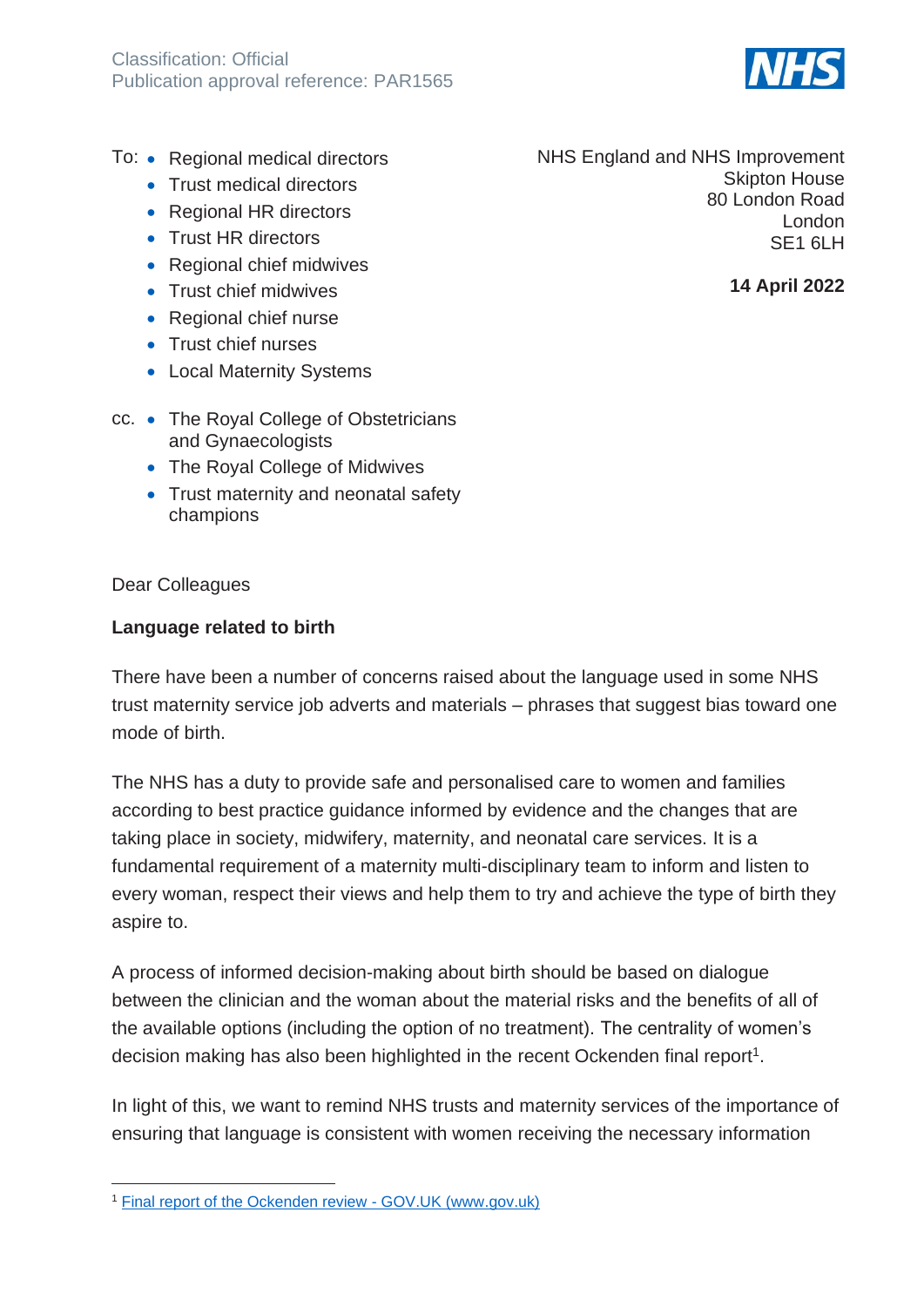Classification: Official
Publication approval reference: PAR1565

NHS

To:
- Regional medical directors
- Trust medical directors
- Regional HR directors
- Trust HR directors
- Regional chief midwives
- Trust chief midwives
- Regional chief nurse
- Trust chief nurses
- Local Maternity Systems

cc.
- The Royal College of Obstetricians and Gynaecologists
- The Royal College of Midwives
- Trust maternity and neonatal safety champions

NHS England and NHS Improvement
Skipton House
80 London Road
London
SE1 6LH

**14 April 2022**

Dear Colleagues

**Language related to birth**

There have been a number of concerns raised about the language used in some NHS trust maternity service job adverts and materials – phrases that suggest bias toward one mode of birth.

The NHS has a duty to provide safe and personalised care to women and families according to best practice guidance informed by evidence and the changes that are taking place in society, midwifery, maternity, and neonatal care services. It is a fundamental requirement of a maternity multi-disciplinary team to inform and listen to every woman, respect their views and help them to try and achieve the type of birth they aspire to.

A process of informed decision-making about birth should be based on dialogue between the clinician and the woman about the material risks and the benefits of all of the available options (including the option of no treatment). The centrality of women's decision making has also been highlighted in the recent Ockenden final report[1].

In light of this, we want to remind NHS trusts and maternity services of the importance of ensuring that language is consistent with women receiving the necessary information

[1] Final report of the Ockenden review - GOV.UK (www.gov.uk)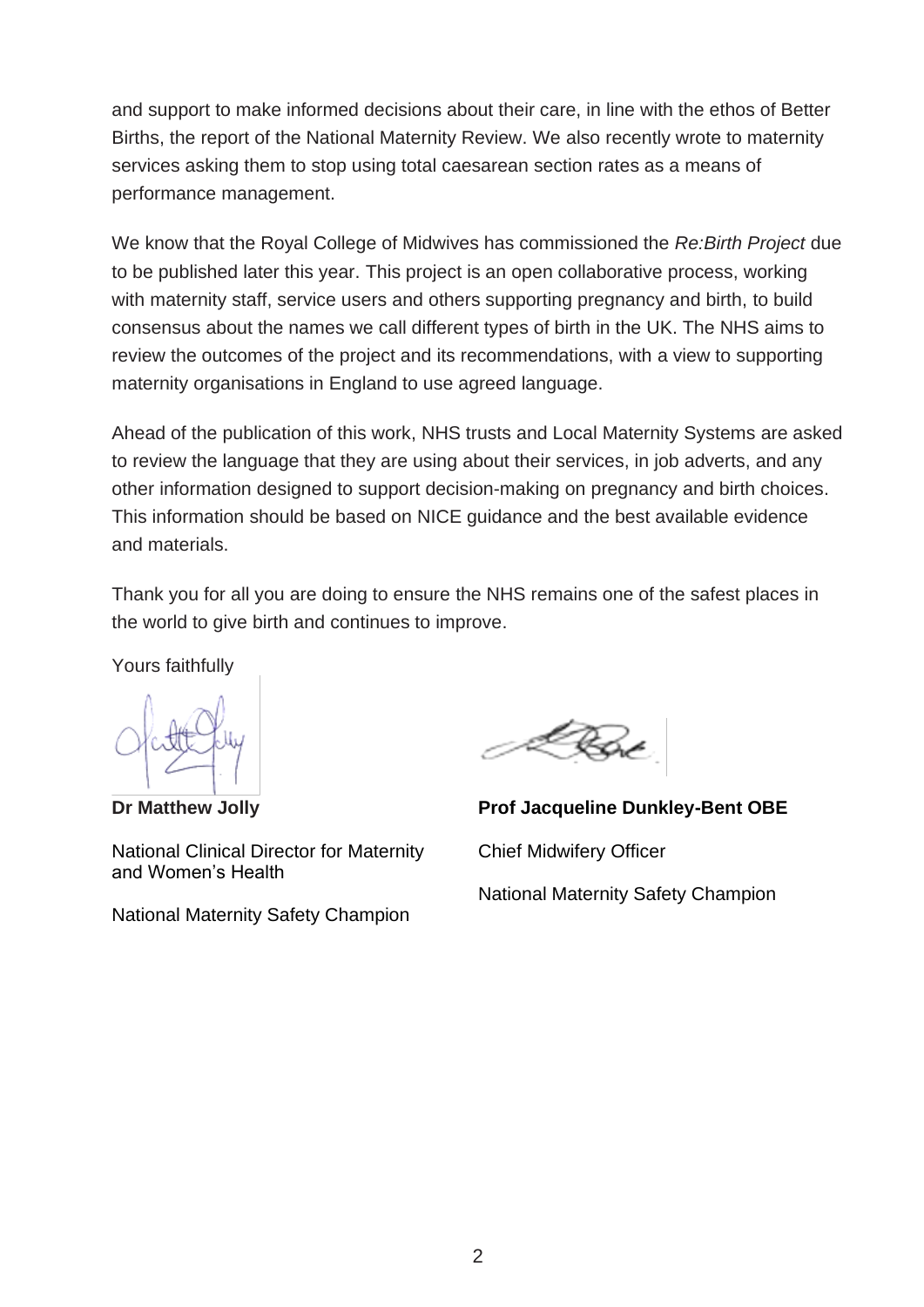and support to make informed decisions about their care, in line with the ethos of Better Births, the report of the National Maternity Review. We also recently wrote to maternity services asking them to stop using total caesarean section rates as a means of performance management.

We know that the Royal College of Midwives has commissioned the *Re:Birth Project* due to be published later this year. This project is an open collaborative process, working with maternity staff, service users and others supporting pregnancy and birth, to build consensus about the names we call different types of birth in the UK. The NHS aims to review the outcomes of the project and its recommendations, with a view to supporting maternity organisations in England to use agreed language.

Ahead of the publication of this work, NHS trusts and Local Maternity Systems are asked to review the language that they are using about their services, in job adverts, and any other information designed to support decision-making on pregnancy and birth choices. This information should be based on NICE guidance and the best available evidence and materials.

Thank you for all you are doing to ensure the NHS remains one of the safest places in the world to give birth and continues to improve.

Yours faithfully

**Dr Matthew Jolly**

National Clinical Director for Maternity and Women's Health

National Maternity Safety Champion

**Prof Jacqueline Dunkley-Bent OBE**

Chief Midwifery Officer

National Maternity Safety Champion